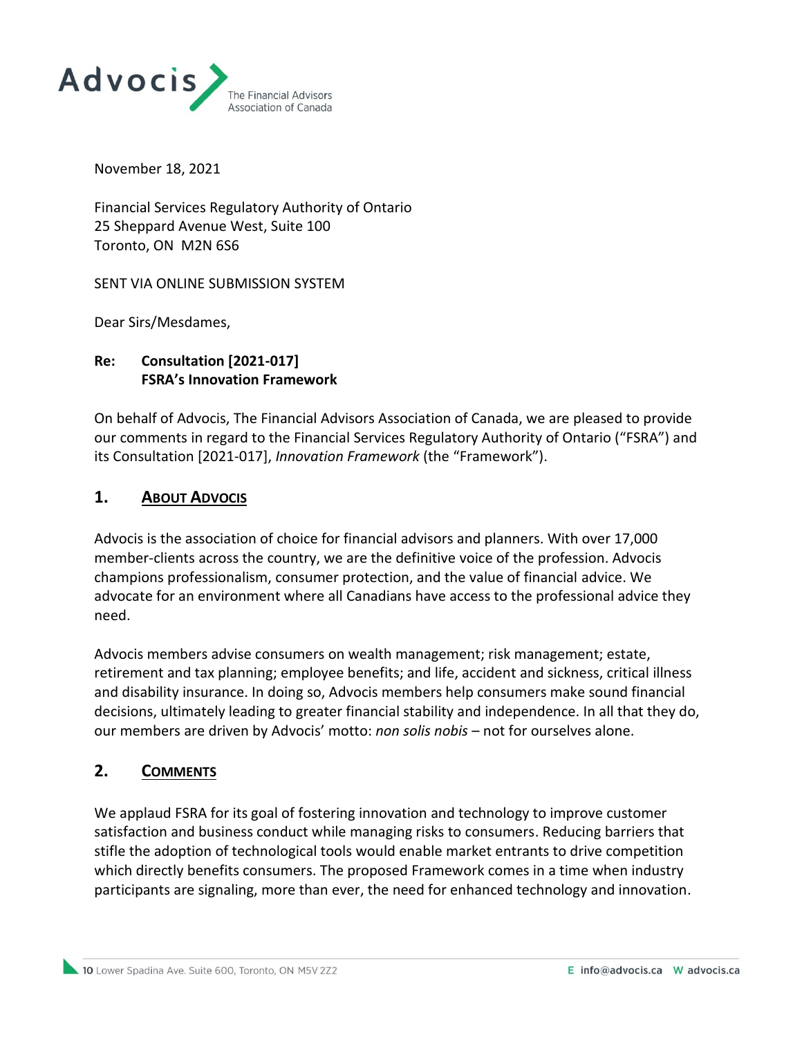Advocis — The Financial Advisors Association of Canada

November 18, 2021

Financial Services Regulatory Authority of Ontario
25 Sheppard Avenue West, Suite 100
Toronto, ON M2N 6S6

SENT VIA ONLINE SUBMISSION SYSTEM

Dear Sirs/Mesdames,

**Re: Consultation [2021-017]**
**FSRA's Innovation Framework**

On behalf of Advocis, The Financial Advisors Association of Canada, we are pleased to provide our comments in regard to the Financial Services Regulatory Authority of Ontario ("FSRA") and its Consultation [2021-017], *Innovation Framework* (the "Framework").

## 1. About Advocis

Advocis is the association of choice for financial advisors and planners. With over 17,000 member-clients across the country, we are the definitive voice of the profession. Advocis champions professionalism, consumer protection, and the value of financial advice. We advocate for an environment where all Canadians have access to the professional advice they need.

Advocis members advise consumers on wealth management; risk management; estate, retirement and tax planning; employee benefits; and life, accident and sickness, critical illness and disability insurance. In doing so, Advocis members help consumers make sound financial decisions, ultimately leading to greater financial stability and independence. In all that they do, our members are driven by Advocis' motto: *non solis nobis* – not for ourselves alone.

## 2. Comments

We applaud FSRA for its goal of fostering innovation and technology to improve customer satisfaction and business conduct while managing risks to consumers. Reducing barriers that stifle the adoption of technological tools would enable market entrants to drive competition which directly benefits consumers. The proposed Framework comes in a time when industry participants are signaling, more than ever, the need for enhanced technology and innovation.

10 Lower Spadina Ave. Suite 600, Toronto, ON M5V 2Z2 — E info@advocis.ca W advocis.ca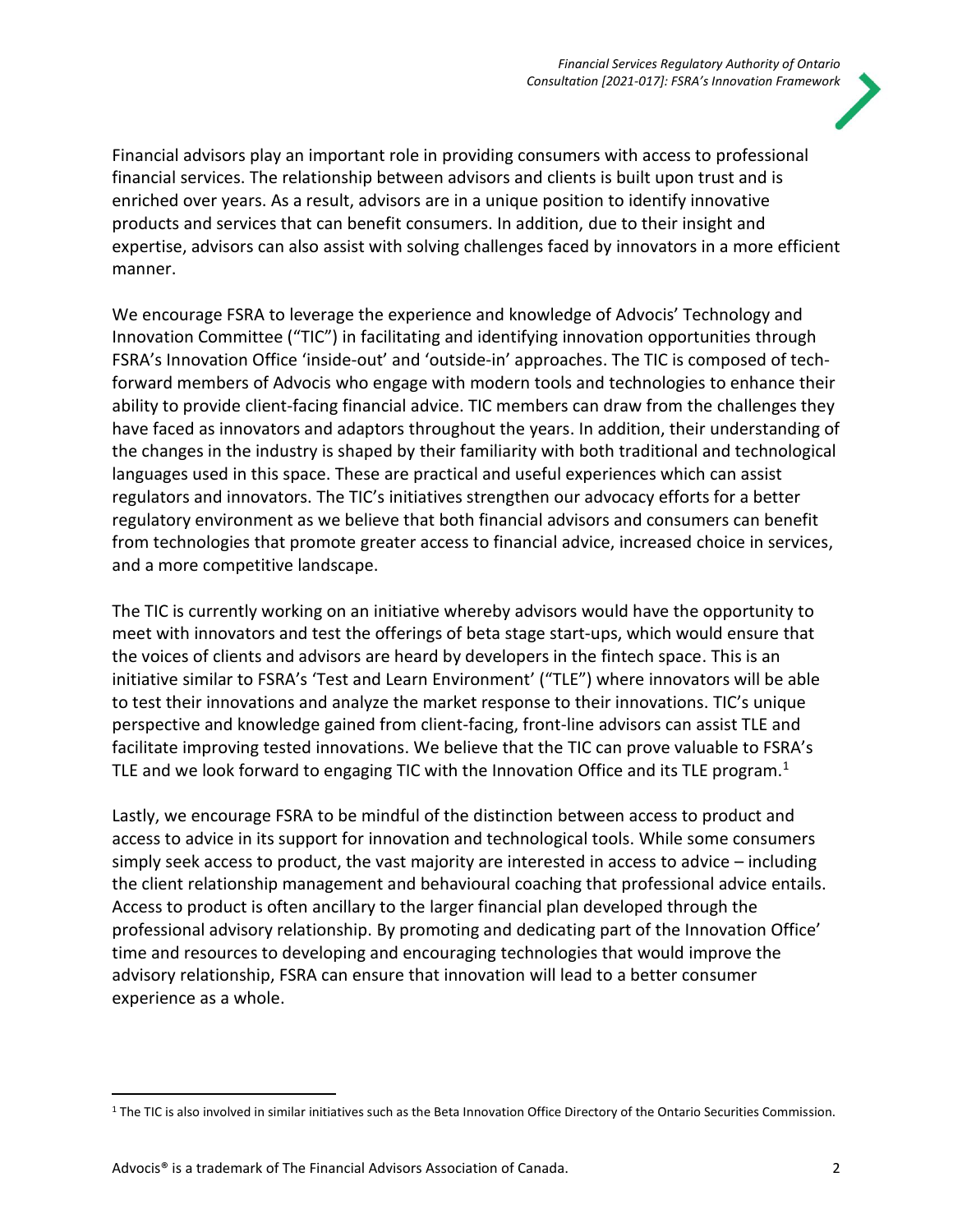Financial advisors play an important role in providing consumers with access to professional financial services. The relationship between advisors and clients is built upon trust and is enriched over years. As a result, advisors are in a unique position to identify innovative products and services that can benefit consumers. In addition, due to their insight and expertise, advisors can also assist with solving challenges faced by innovators in a more efficient manner.

We encourage FSRA to leverage the experience and knowledge of Advocis' Technology and Innovation Committee ("TIC") in facilitating and identifying innovation opportunities through FSRA's Innovation Office 'inside-out' and 'outside-in' approaches. The TIC is composed of tech-forward members of Advocis who engage with modern tools and technologies to enhance their ability to provide client-facing financial advice. TIC members can draw from the challenges they have faced as innovators and adaptors throughout the years. In addition, their understanding of the changes in the industry is shaped by their familiarity with both traditional and technological languages used in this space. These are practical and useful experiences which can assist regulators and innovators. The TIC's initiatives strengthen our advocacy efforts for a better regulatory environment as we believe that both financial advisors and consumers can benefit from technologies that promote greater access to financial advice, increased choice in services, and a more competitive landscape.

The TIC is currently working on an initiative whereby advisors would have the opportunity to meet with innovators and test the offerings of beta stage start-ups, which would ensure that the voices of clients and advisors are heard by developers in the fintech space. This is an initiative similar to FSRA's 'Test and Learn Environment' ("TLE") where innovators will be able to test their innovations and analyze the market response to their innovations. TIC's unique perspective and knowledge gained from client-facing, front-line advisors can assist TLE and facilitate improving tested innovations. We believe that the TIC can prove valuable to FSRA's TLE and we look forward to engaging TIC with the Innovation Office and its TLE program.[1]

Lastly, we encourage FSRA to be mindful of the distinction between access to product and access to advice in its support for innovation and technological tools. While some consumers simply seek access to product, the vast majority are interested in access to advice – including the client relationship management and behavioural coaching that professional advice entails. Access to product is often ancillary to the larger financial plan developed through the professional advisory relationship. By promoting and dedicating part of the Innovation Office' time and resources to developing and encouraging technologies that would improve the advisory relationship, FSRA can ensure that innovation will lead to a better consumer experience as a whole.

[1] The TIC is also involved in similar initiatives such as the Beta Innovation Office Directory of the Ontario Securities Commission.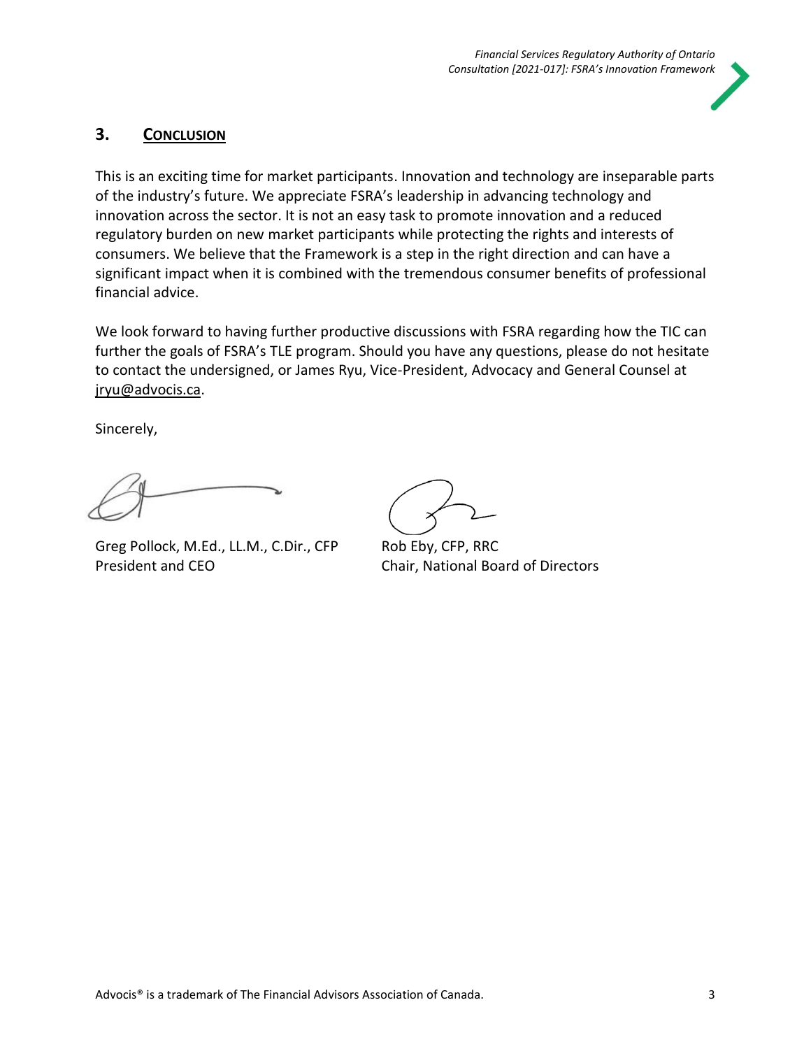## 3. CONCLUSION

This is an exciting time for market participants. Innovation and technology are inseparable parts of the industry's future. We appreciate FSRA's leadership in advancing technology and innovation across the sector. It is not an easy task to promote innovation and a reduced regulatory burden on new market participants while protecting the rights and interests of consumers. We believe that the Framework is a step in the right direction and can have a significant impact when it is combined with the tremendous consumer benefits of professional financial advice.

We look forward to having further productive discussions with FSRA regarding how the TIC can further the goals of FSRA's TLE program. Should you have any questions, please do not hesitate to contact the undersigned, or James Ryu, Vice-President, Advocacy and General Counsel at jryu@advocis.ca.

Sincerely,

Greg Pollock, M.Ed., LL.M., C.Dir., CFP
President and CEO

Rob Eby, CFP, RRC
Chair, National Board of Directors

Advocis® is a trademark of The Financial Advisors Association of Canada.